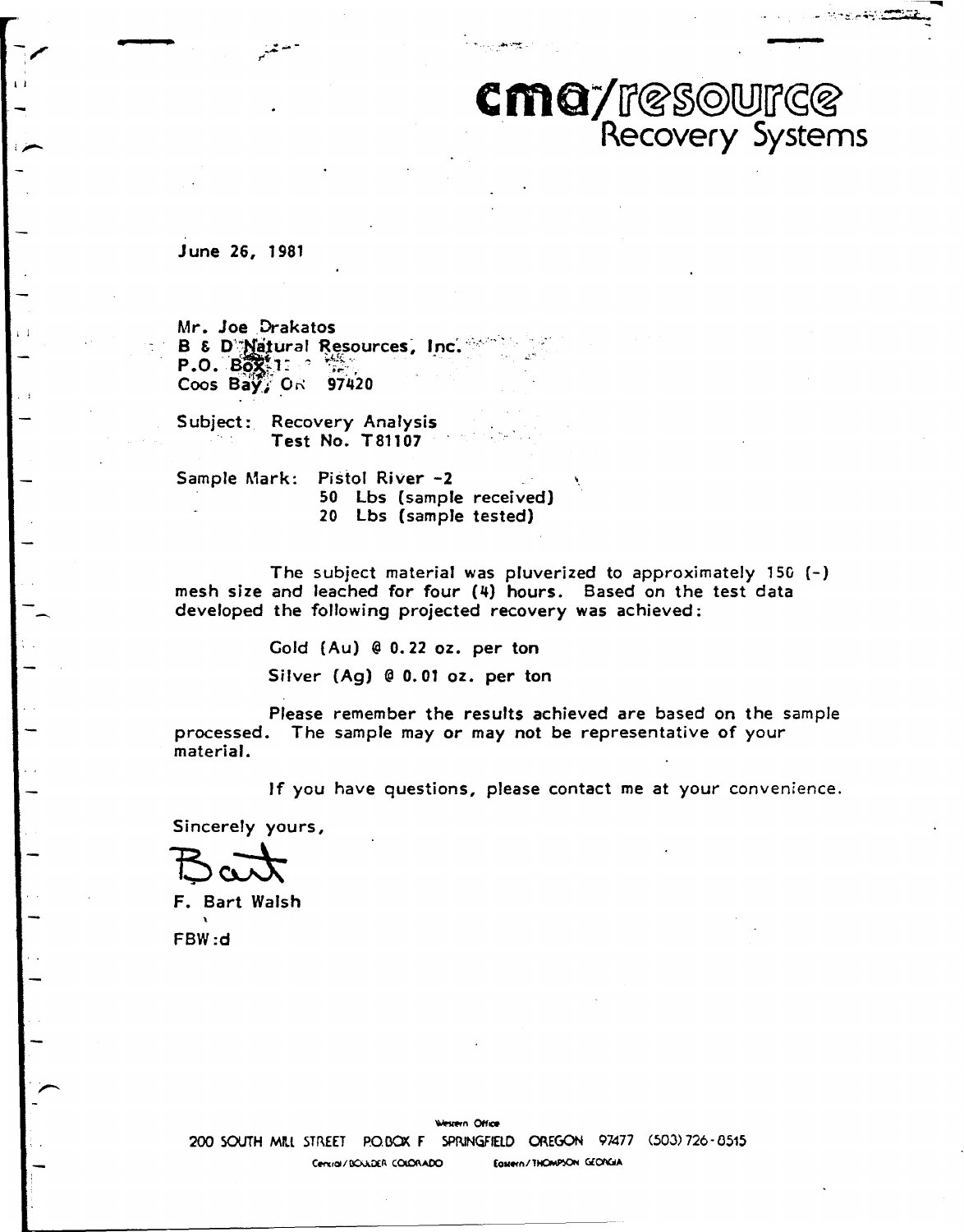# cma/resource
## Recovery Systems

June 26, 1981

Mr. Joe Drakatos
B & D Natural Resources, Inc.
P.O. Box 1
Coos Bay, OR 97420

Subject: Recovery Analysis
Test No. T81107

Sample Mark: Pistol River -2
50 Lbs (sample received)
20 Lbs (sample tested)

The subject material was pluverized to approximately 150 (-) mesh size and leached for four (4) hours. Based on the test data developed the following projected recovery was achieved:

Gold (Au) @ 0.22 oz. per ton

Silver (Ag) @ 0.01 oz. per ton

Please remember the results achieved are based on the sample processed. The sample may or may not be representative of your material.

If you have questions, please contact me at your convenience.

Sincerely yours,

Bart

F. Bart Walsh

FBW:d

Western Office
200 SOUTH MILL STREET P.O.BOX F SPRINGFIELD OREGON 97477 (503) 726-0515
Central/BOULDER COLORADO Eastern/THOMPSON GEORGIA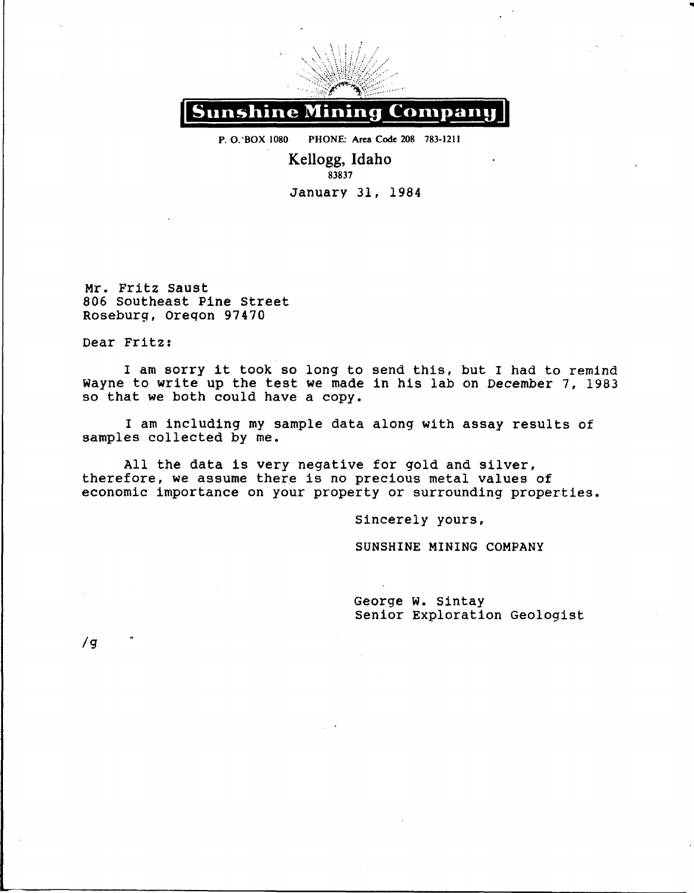# Sunshine Mining Company

P. O. BOX 1080 PHONE: Area Code 208 783-1211

Kellogg, Idaho
83837

January 31, 1984

Mr. Fritz Saust
806 Southeast Pine Street
Roseburg, Oregon 97470

Dear Fritz:

I am sorry it took so long to send this, but I had to remind Wayne to write up the test we made in his lab on December 7, 1983 so that we both could have a copy.

I am including my sample data along with assay results of samples collected by me.

All the data is very negative for gold and silver, therefore, we assume there is no precious metal values of economic importance on your property or surrounding properties.

Sincerely yours,

SUNSHINE MINING COMPANY

George W. Sintay
Senior Exploration Geologist

/g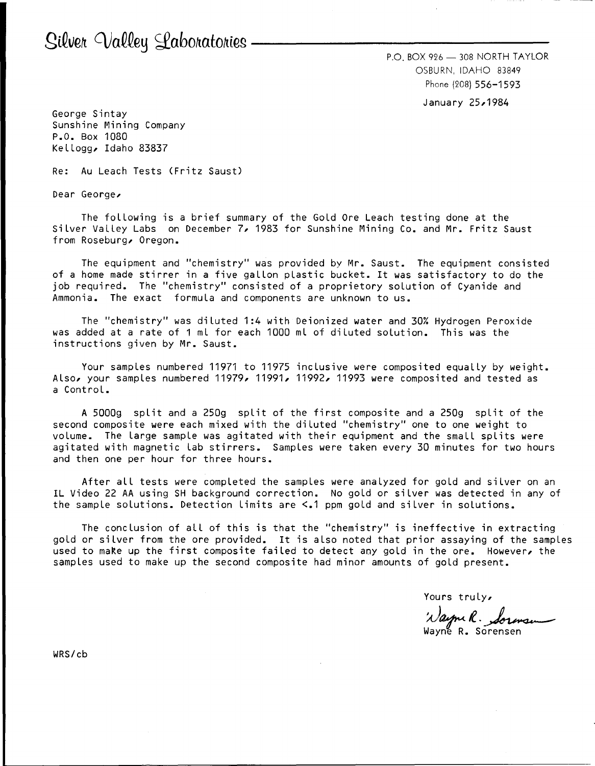# Silver Valley Laboratories

P.O. BOX 926 — 308 NORTH TAYLOR
OSBURN, IDAHO 83849
Phone (208) 556-1593

January 25, 1984

George Sintay
Sunshine Mining Company
P.O. Box 1080
Kellogg, Idaho 83837

Re: Au Leach Tests (Fritz Saust)

Dear George,

The following is a brief summary of the Gold Ore Leach testing done at the Silver Valley Labs on December 7, 1983 for Sunshine Mining Co. and Mr. Fritz Saust from Roseburg, Oregon.

The equipment and "chemistry" was provided by Mr. Saust. The equipment consisted of a home made stirrer in a five gallon plastic bucket. It was satisfactory to do the job required. The "chemistry" consisted of a proprietory solution of Cyanide and Ammonia. The exact formula and components are unknown to us.

The "chemistry" was diluted 1:4 with Deionized water and 30% Hydrogen Peroxide was added at a rate of 1 ml for each 1000 ml of diluted solution. This was the instructions given by Mr. Saust.

Your samples numbered 11971 to 11975 inclusive were composited equally by weight. Also, your samples numbered 11979, 11991, 11992, 11993 were composited and tested as a Control.

A 5000g split and a 250g split of the first composite and a 250g split of the second composite were each mixed with the diluted "chemistry" one to one weight to volume. The large sample was agitated with their equipment and the small splits were agitated with magnetic lab stirrers. Samples were taken every 30 minutes for two hours and then one per hour for three hours.

After all tests were completed the samples were analyzed for gold and silver on an IL Video 22 AA using SH background correction. No gold or silver was detected in any of the sample solutions. Detection limits are <.1 ppm gold and silver in solutions.

The conclusion of all of this is that the "chemistry" is ineffective in extracting gold or silver from the ore provided. It is also noted that prior assaying of the samples used to make up the first composite failed to detect any gold in the ore. However, the samples used to make up the second composite had minor amounts of gold present.

Yours truly,

Wayne R. Sorensen

Wayne R. Sorensen

WRS/cb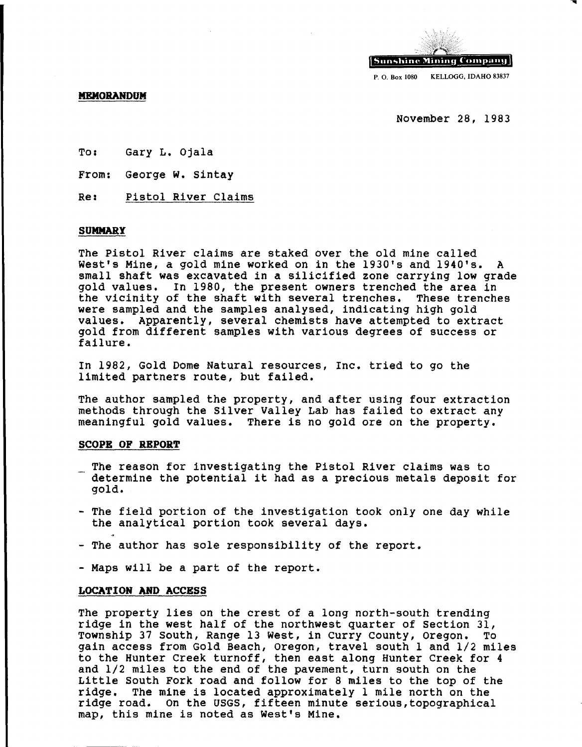Sunshine Mining Company

P. O. Box 1080 KELLOGG, IDAHO 83837

**MEMORANDUM**

November 28, 1983

To: Gary L. Ojala

From: George W. Sintay

Re: Pistol River Claims

**SUMMARY**

The Pistol River claims are staked over the old mine called West's Mine, a gold mine worked on in the 1930's and 1940's. A small shaft was excavated in a silicified zone carrying low grade gold values. In 1980, the present owners trenched the area in the vicinity of the shaft with several trenches. These trenches were sampled and the samples analysed, indicating high gold values. Apparently, several chemists have attempted to extract gold from different samples with various degrees of success or failure.

In 1982, Gold Dome Natural resources, Inc. tried to go the limited partners route, but failed.

The author sampled the property, and after using four extraction methods through the Silver Valley Lab has failed to extract any meaningful gold values. There is no gold ore on the property.

**SCOPE OF REPORT**

- The reason for investigating the Pistol River claims was to determine the potential it had as a precious metals deposit for gold.
- The field portion of the investigation took only one day while the analytical portion took several days.
- The author has sole responsibility of the report.
- Maps will be a part of the report.

**LOCATION AND ACCESS**

The property lies on the crest of a long north-south trending ridge in the west half of the northwest quarter of Section 31, Township 37 South, Range 13 West, in Curry County, Oregon. To gain access from Gold Beach, Oregon, travel south 1 and 1/2 miles to the Hunter Creek turnoff, then east along Hunter Creek for 4 and 1/2 miles to the end of the pavement, turn south on the Little South Fork road and follow for 8 miles to the top of the ridge. The mine is located approximately 1 mile north on the ridge road. On the USGS, fifteen minute serious,topographical map, this mine is noted as West's Mine.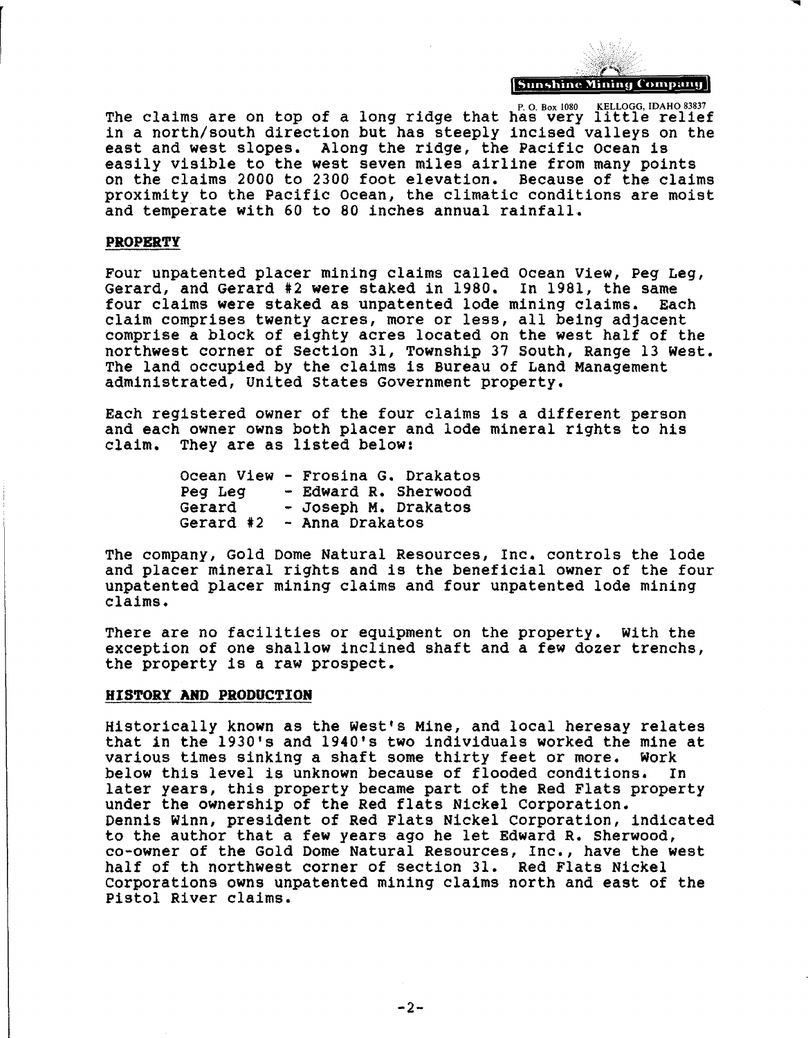The claims are on top of a long ridge that has very little relief in a north/south direction but has steeply incised valleys on the east and west slopes. Along the ridge, the Pacific Ocean is easily visible to the west seven miles airline from many points on the claims 2000 to 2300 foot elevation. Because of the claims proximity to the Pacific Ocean, the climatic conditions are moist and temperate with 60 to 80 inches annual rainfall.

## PROPERTY

Four unpatented placer mining claims called Ocean View, Peg Leg, Gerard, and Gerard #2 were staked in 1980. In 1981, the same four claims were staked as unpatented lode mining claims. Each claim comprises twenty acres, more or less, all being adjacent comprise a block of eighty acres located on the west half of the northwest corner of Section 31, Township 37 South, Range 13 West. The land occupied by the claims is Bureau of Land Management administrated, United States Government property.

Each registered owner of the four claims is a different person and each owner owns both placer and lode mineral rights to his claim. They are as listed below:

Ocean View - Frosina G. Drakatos
Peg Leg - Edward R. Sherwood
Gerard - Joseph M. Drakatos
Gerard #2 - Anna Drakatos

The company, Gold Dome Natural Resources, Inc. controls the lode and placer mineral rights and is the beneficial owner of the four unpatented placer mining claims and four unpatented lode mining claims.

There are no facilities or equipment on the property. With the exception of one shallow inclined shaft and a few dozer trenchs, the property is a raw prospect.

## HISTORY AND PRODUCTION

Historically known as the West's Mine, and local heresay relates that in the 1930's and 1940's two individuals worked the mine at various times sinking a shaft some thirty feet or more. Work below this level is unknown because of flooded conditions. In later years, this property became part of the Red Flats property under the ownership of the Red flats Nickel Corporation. Dennis Winn, president of Red Flats Nickel Corporation, indicated to the author that a few years ago he let Edward R. Sherwood, co-owner of the Gold Dome Natural Resources, Inc., have the west half of th northwest corner of section 31. Red Flats Nickel Corporations owns unpatented mining claims north and east of the Pistol River claims.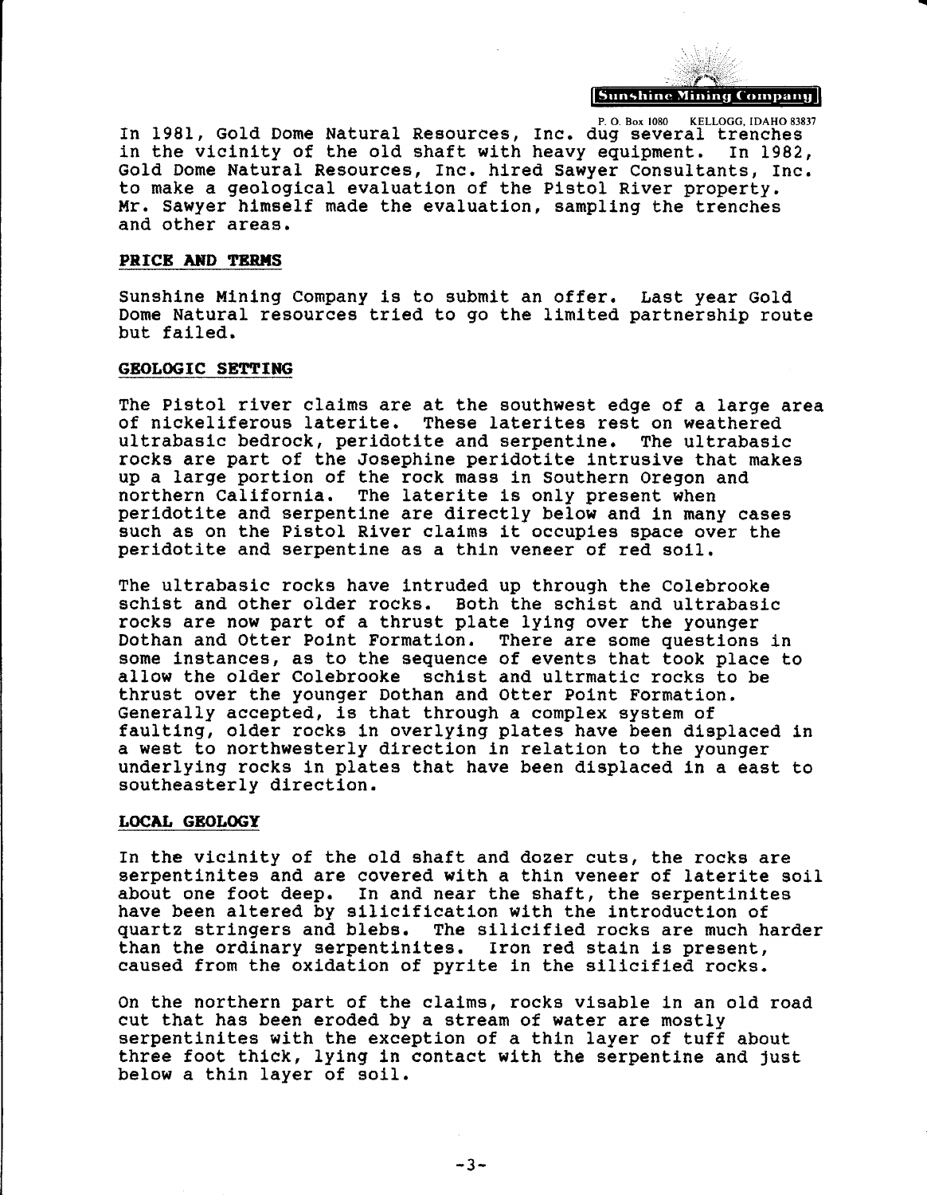In 1981, Gold Dome Natural Resources, Inc. dug several trenches in the vicinity of the old shaft with heavy equipment. In 1982, Gold Dome Natural Resources, Inc. hired Sawyer Consultants, Inc. to make a geological evaluation of the Pistol River property. Mr. Sawyer himself made the evaluation, sampling the trenches and other areas.

## PRICE AND TERMS

Sunshine Mining Company is to submit an offer. Last year Gold Dome Natural resources tried to go the limited partnership route but failed.

## GEOLOGIC SETTING

The Pistol river claims are at the southwest edge of a large area of nickeliferous laterite. These laterites rest on weathered ultrabasic bedrock, peridotite and serpentine. The ultrabasic rocks are part of the Josephine peridotite intrusive that makes up a large portion of the rock mass in Southern Oregon and northern California. The laterite is only present when peridotite and serpentine are directly below and in many cases such as on the Pistol River claims it occupies space over the peridotite and serpentine as a thin veneer of red soil.

The ultrabasic rocks have intruded up through the Colebrooke schist and other older rocks. Both the schist and ultrabasic rocks are now part of a thrust plate lying over the younger Dothan and Otter Point Formation. There are some questions in some instances, as to the sequence of events that took place to allow the older Colebrooke schist and ultrmatic rocks to be thrust over the younger Dothan and Otter Point Formation. Generally accepted, is that through a complex system of faulting, older rocks in overlying plates have been displaced in a west to northwesterly direction in relation to the younger underlying rocks in plates that have been displaced in a east to southeasterly direction.

## LOCAL GEOLOGY

In the vicinity of the old shaft and dozer cuts, the rocks are serpentinites and are covered with a thin veneer of laterite soil about one foot deep. In and near the shaft, the serpentinites have been altered by silicification with the introduction of quartz stringers and blebs. The silicified rocks are much harder than the ordinary serpentinites. Iron red stain is present, caused from the oxidation of pyrite in the silicified rocks.

On the northern part of the claims, rocks visable in an old road cut that has been eroded by a stream of water are mostly serpentinites with the exception of a thin layer of tuff about three foot thick, lying in contact with the serpentine and just below a thin layer of soil.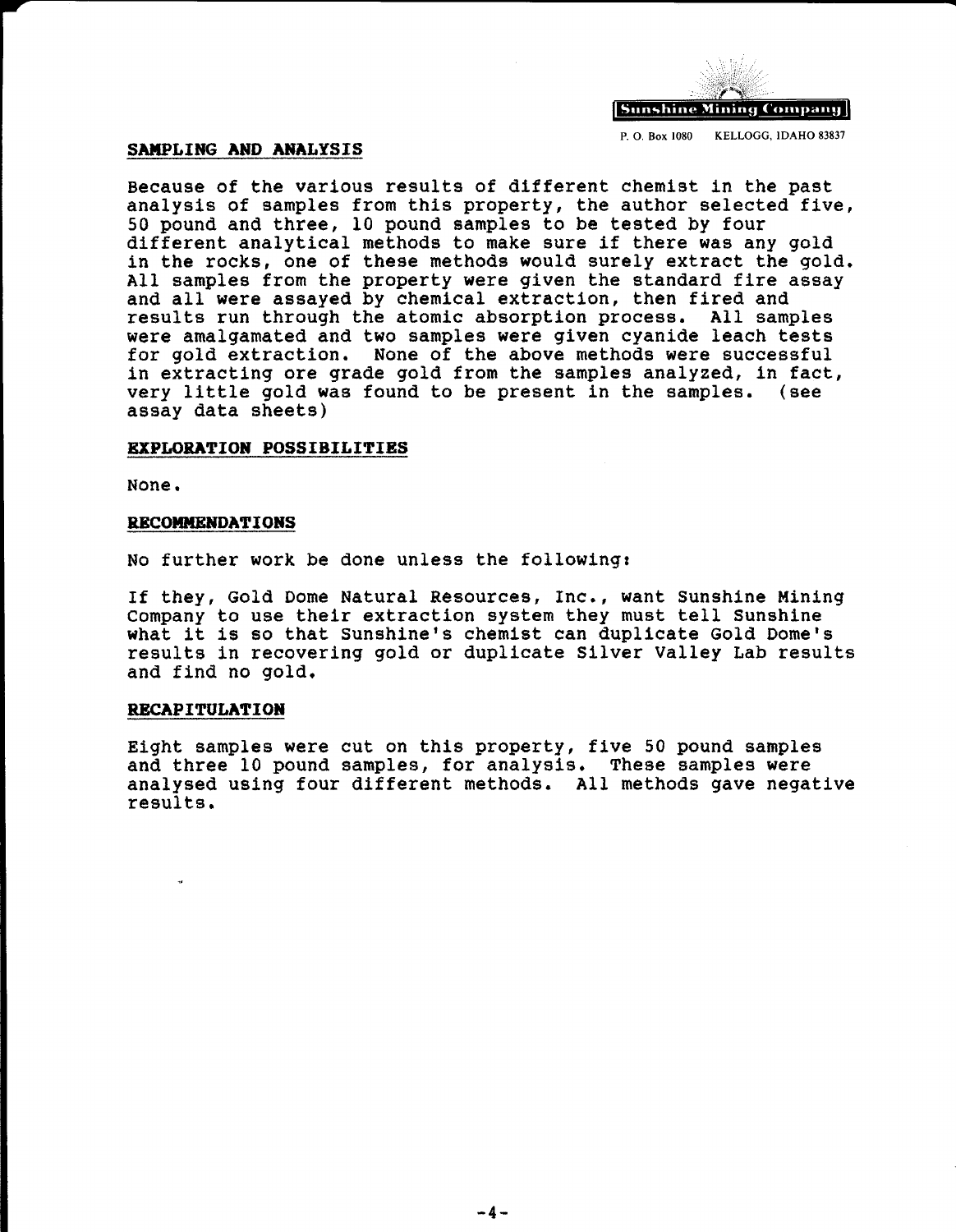## SAMPLING AND ANALYSIS

Because of the various results of different chemist in the past analysis of samples from this property, the author selected five, 50 pound and three, 10 pound samples to be tested by four different analytical methods to make sure if there was any gold in the rocks, one of these methods would surely extract the gold. All samples from the property were given the standard fire assay and all were assayed by chemical extraction, then fired and results run through the atomic absorption process. All samples were amalgamated and two samples were given cyanide leach tests for gold extraction. None of the above methods were successful in extracting ore grade gold from the samples analyzed, in fact, very little gold was found to be present in the samples. (see assay data sheets)

## EXPLORATION POSSIBILITIES

None.

## RECOMMENDATIONS

No further work be done unless the following:

If they, Gold Dome Natural Resources, Inc., want Sunshine Mining Company to use their extraction system they must tell Sunshine what it is so that Sunshine's chemist can duplicate Gold Dome's results in recovering gold or duplicate Silver Valley Lab results and find no gold.

## RECAPITULATION

Eight samples were cut on this property, five 50 pound samples and three 10 pound samples, for analysis. These samples were analysed using four different methods. All methods gave negative results.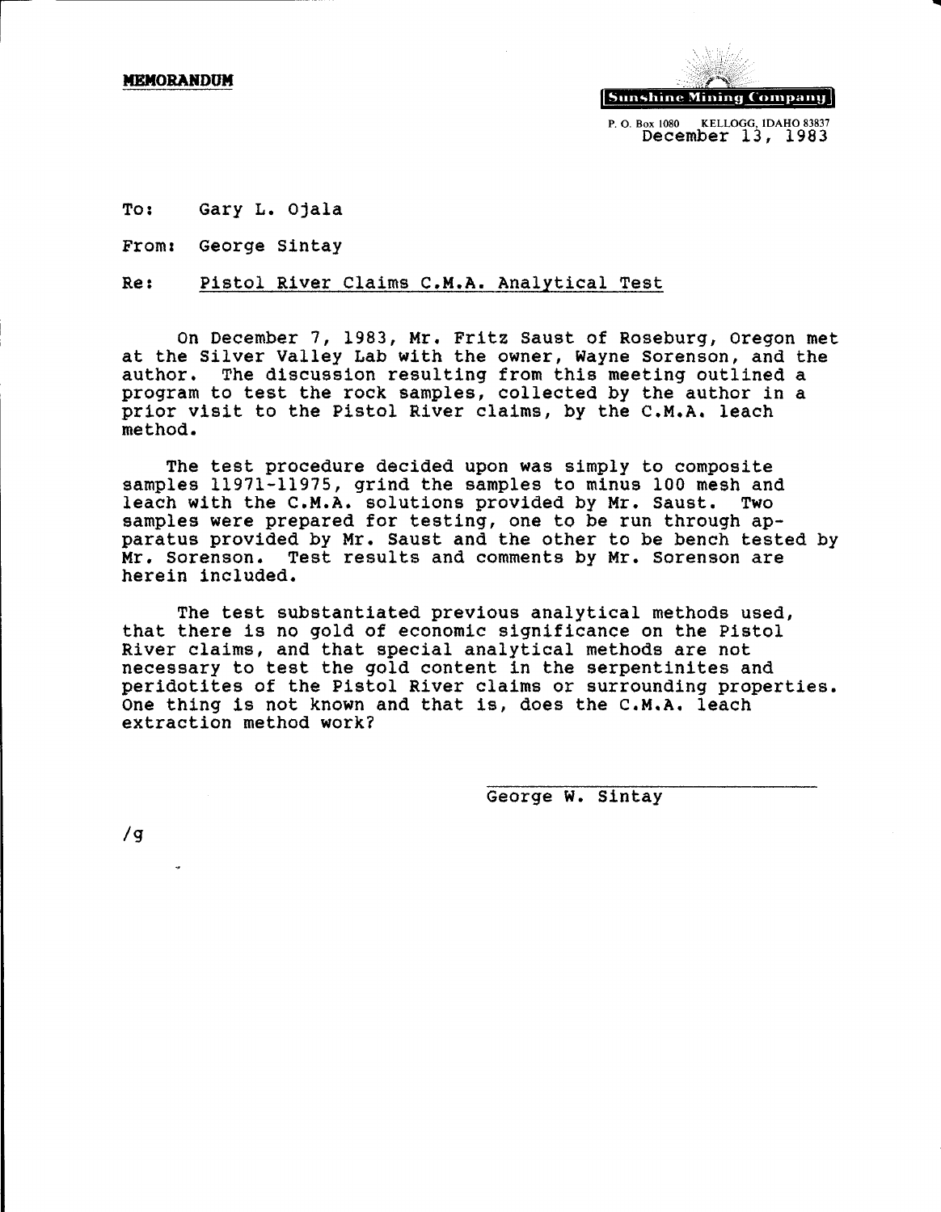**MEMORANDUM**

Sunshine Mining Company

P. O. Box 1080 KELLOGG, IDAHO 83837

December 13, 1983

To: Gary L. Ojala

From: George Sintay

Re: Pistol River Claims C.M.A. Analytical Test

On December 7, 1983, Mr. Fritz Saust of Roseburg, Oregon met at the Silver Valley Lab with the owner, Wayne Sorenson, and the author. The discussion resulting from this meeting outlined a program to test the rock samples, collected by the author in a prior visit to the Pistol River claims, by the C.M.A. leach method.

The test procedure decided upon was simply to composite samples 11971-11975, grind the samples to minus 100 mesh and leach with the C.M.A. solutions provided by Mr. Saust. Two samples were prepared for testing, one to be run through apparatus provided by Mr. Saust and the other to be bench tested by Mr. Sorenson. Test results and comments by Mr. Sorenson are herein included.

The test substantiated previous analytical methods used, that there is no gold of economic significance on the Pistol River claims, and that special analytical methods are not necessary to test the gold content in the serpentinites and peridotites of the Pistol River claims or surrounding properties. One thing is not known and that is, does the C.M.A. leach extraction method work?

George W. Sintay

/g